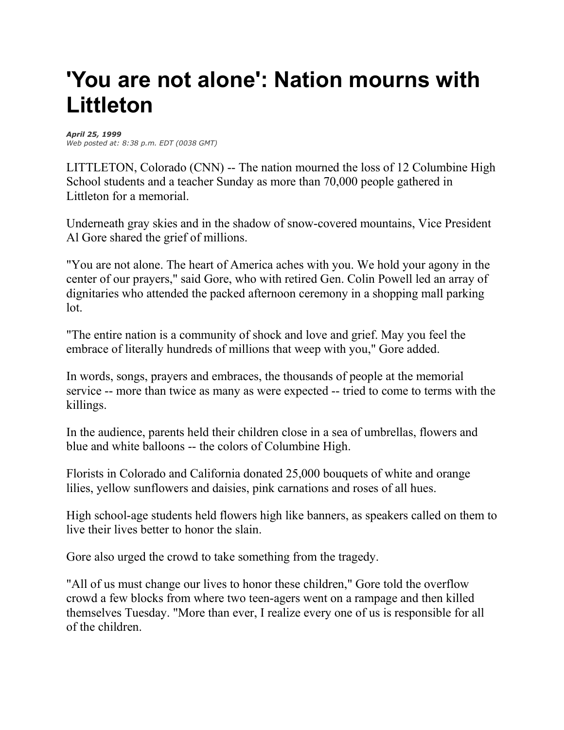# 'You are not alone': Nation mourns with Littleton

***April 25, 1999***
*Web posted at: 8:38 p.m. EDT (0038 GMT)*

LITTLETON, Colorado (CNN) -- The nation mourned the loss of 12 Columbine High School students and a teacher Sunday as more than 70,000 people gathered in Littleton for a memorial.

Underneath gray skies and in the shadow of snow-covered mountains, Vice President Al Gore shared the grief of millions.

"You are not alone. The heart of America aches with you. We hold your agony in the center of our prayers," said Gore, who with retired Gen. Colin Powell led an array of dignitaries who attended the packed afternoon ceremony in a shopping mall parking lot.

"The entire nation is a community of shock and love and grief. May you feel the embrace of literally hundreds of millions that weep with you," Gore added.

In words, songs, prayers and embraces, the thousands of people at the memorial service -- more than twice as many as were expected -- tried to come to terms with the killings.

In the audience, parents held their children close in a sea of umbrellas, flowers and blue and white balloons -- the colors of Columbine High.

Florists in Colorado and California donated 25,000 bouquets of white and orange lilies, yellow sunflowers and daisies, pink carnations and roses of all hues.

High school-age students held flowers high like banners, as speakers called on them to live their lives better to honor the slain.

Gore also urged the crowd to take something from the tragedy.

"All of us must change our lives to honor these children," Gore told the overflow crowd a few blocks from where two teen-agers went on a rampage and then killed themselves Tuesday. "More than ever, I realize every one of us is responsible for all of the children.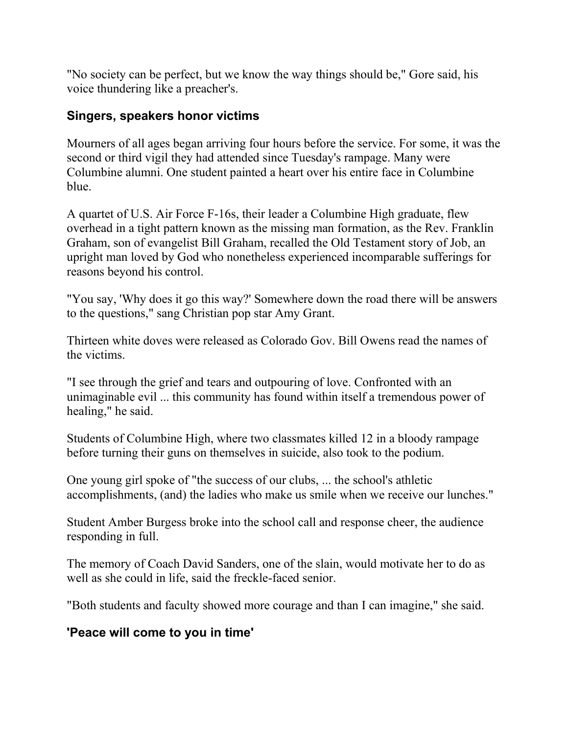"No society can be perfect, but we know the way things should be," Gore said, his voice thundering like a preacher's.

## Singers, speakers honor victims

Mourners of all ages began arriving four hours before the service. For some, it was the second or third vigil they had attended since Tuesday's rampage. Many were Columbine alumni. One student painted a heart over his entire face in Columbine blue.

A quartet of U.S. Air Force F-16s, their leader a Columbine High graduate, flew overhead in a tight pattern known as the missing man formation, as the Rev. Franklin Graham, son of evangelist Bill Graham, recalled the Old Testament story of Job, an upright man loved by God who nonetheless experienced incomparable sufferings for reasons beyond his control.

"You say, 'Why does it go this way?' Somewhere down the road there will be answers to the questions," sang Christian pop star Amy Grant.

Thirteen white doves were released as Colorado Gov. Bill Owens read the names of the victims.

"I see through the grief and tears and outpouring of love. Confronted with an unimaginable evil ... this community has found within itself a tremendous power of healing," he said.

Students of Columbine High, where two classmates killed 12 in a bloody rampage before turning their guns on themselves in suicide, also took to the podium.

One young girl spoke of "the success of our clubs, ... the school's athletic accomplishments, (and) the ladies who make us smile when we receive our lunches."

Student Amber Burgess broke into the school call and response cheer, the audience responding in full.

The memory of Coach David Sanders, one of the slain, would motivate her to do as well as she could in life, said the freckle-faced senior.

"Both students and faculty showed more courage and than I can imagine," she said.

## 'Peace will come to you in time'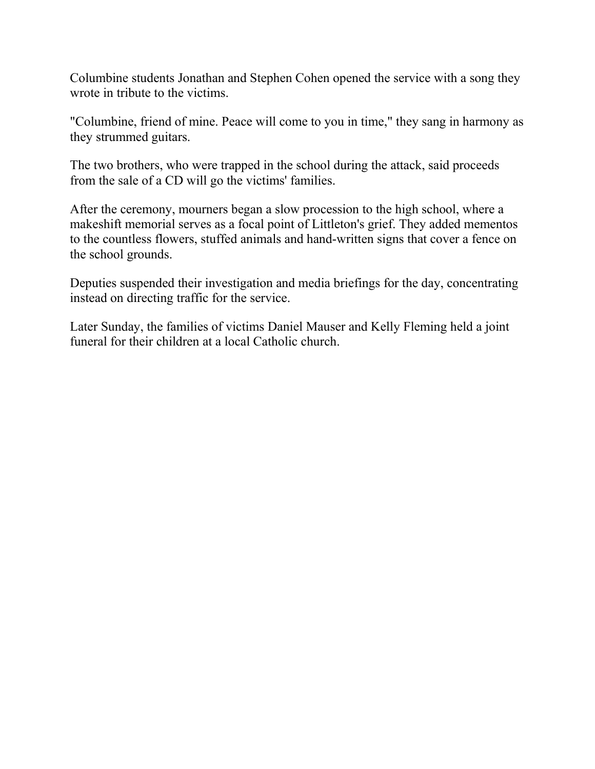Columbine students Jonathan and Stephen Cohen opened the service with a song they wrote in tribute to the victims.

"Columbine, friend of mine. Peace will come to you in time," they sang in harmony as they strummed guitars.

The two brothers, who were trapped in the school during the attack, said proceeds from the sale of a CD will go the victims' families.

After the ceremony, mourners began a slow procession to the high school, where a makeshift memorial serves as a focal point of Littleton's grief. They added mementos to the countless flowers, stuffed animals and hand-written signs that cover a fence on the school grounds.

Deputies suspended their investigation and media briefings for the day, concentrating instead on directing traffic for the service.

Later Sunday, the families of victims Daniel Mauser and Kelly Fleming held a joint funeral for their children at a local Catholic church.